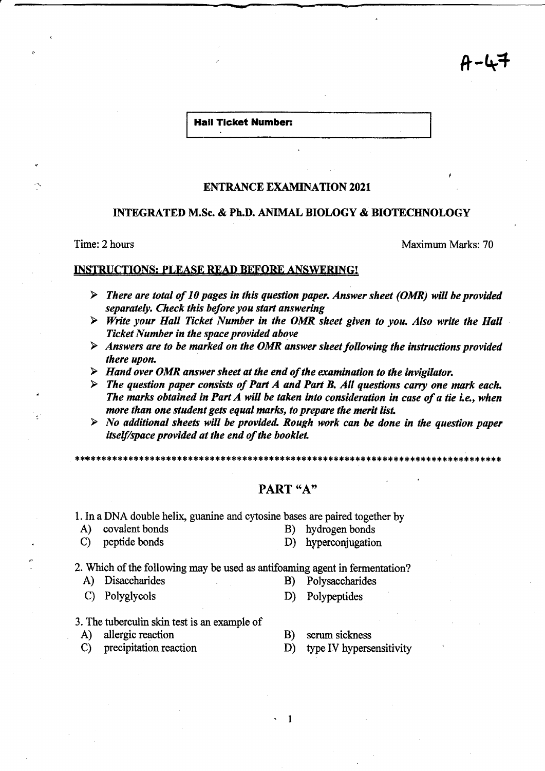A-47

**Hall Ticket Number:**

## ENTRANCE EXAMINATION 2021

### INTEGRATED M.Sc. & Ph.D. ANIMAL BIOLOGY & BIOTECHNOLOGY

Time: 2 hours Maximum Marks: 70

**INSTRUCTIONS: PLEASE READ BEFORE ANSWERING!**

- ***There are total of 10 pages in this question paper. Answer sheet (OMR) will be provided separately. Check this before you start answering***
- ***Write your Hall Ticket Number in the OMR sheet given to you. Also write the Hall Ticket Number in the space provided above***
- ***Answers are to be marked on the OMR answer sheet following the instructions provided there upon.***
- ***Hand over OMR answer sheet at the end of the examination to the invigilator.***
- ***The question paper consists of Part A and Part B. All questions carry one mark each. The marks obtained in Part A will be taken into consideration in case of a tie i.e., when more than one student gets equal marks, to prepare the merit list.***
- ***No additional sheets will be provided. Rough work can be done in the question paper itself/space provided at the end of the booklet.***

*******************************************************************************

## PART "A"

1. In a DNA double helix, guanine and cytosine bases are paired together by

A) covalent bonds
B) hydrogen bonds
C) peptide bonds
D) hyperconjugation

2. Which of the following may be used as antifoaming agent in fermentation?

A) Disaccharides
B) Polysaccharides
C) Polyglycols
D) Polypeptides

3. The tuberculin skin test is an example of

A) allergic reaction
B) serum sickness
C) precipitation reaction
D) type IV hypersensitivity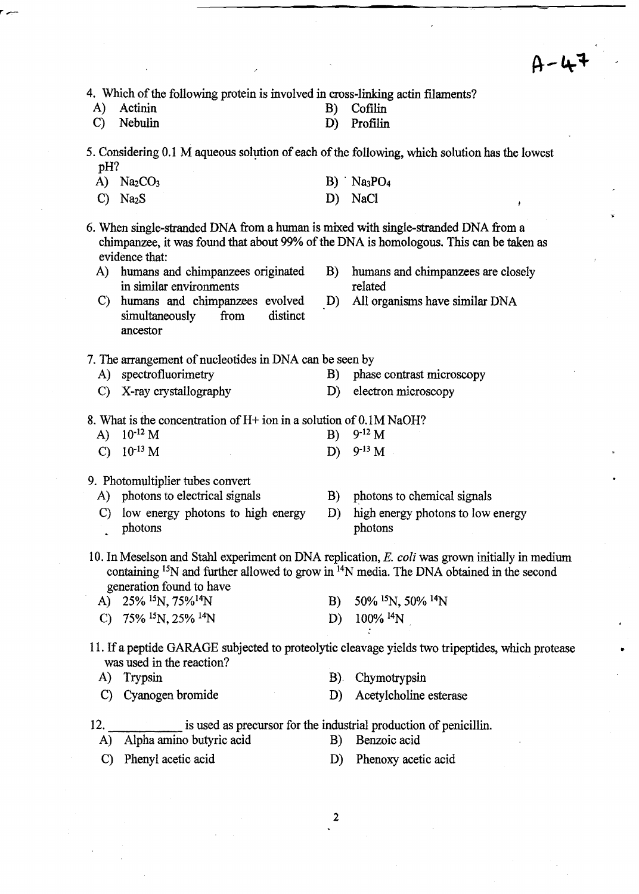A-47

4. Which of the following protein is involved in cross-linking actin filaments?
   - A) Actinin
   - B) Cofilin
   - C) Nebulin
   - D) Profilin

5. Considering 0.1 M aqueous solution of each of the following, which solution has the lowest pH?
   - A) $Na_2CO_3$
   - B) $Na_3PO_4$
   - C) $Na_2S$
   - D) NaCl

6. When single-stranded DNA from a human is mixed with single-stranded DNA from a chimpanzee, it was found that about 99% of the DNA is homologous. This can be taken as evidence that:
   - A) humans and chimpanzees originated in similar environments
   - B) humans and chimpanzees are closely related
   - C) humans and chimpanzees evolved simultaneously from distinct ancestor
   - D) All organisms have similar DNA

7. The arrangement of nucleotides in DNA can be seen by
   - A) spectrofluorimetry
   - B) phase contrast microscopy
   - C) X-ray crystallography
   - D) electron microscopy

8. What is the concentration of H+ ion in a solution of 0.1M NaOH?
   - A) $10^{-12}$ M
   - B) $9^{-12}$ M
   - C) $10^{-13}$ M
   - D) $9^{-13}$ M

9. Photomultiplier tubes convert
   - A) photons to electrical signals
   - B) photons to chemical signals
   - C) low energy photons to high energy photons
   - D) high energy photons to low energy photons

10. In Meselson and Stahl experiment on DNA replication, *E. coli* was grown initially in medium containing $^{15}N$ and further allowed to grow in $^{14}N$ media. The DNA obtained in the second generation found to have
    - A) 25% $^{15}N$, 75% $^{14}N$
    - B) 50% $^{15}N$, 50% $^{14}N$
    - C) 75% $^{15}N$, 25% $^{14}N$
    - D) 100% $^{14}N$

11. If a peptide GARAGE subjected to proteolytic cleavage yields two tripeptides, which protease was used in the reaction?
    - A) Trypsin
    - B) Chymotrypsin
    - C) Cyanogen bromide
    - D) Acetylcholine esterase

12. ___________ is used as precursor for the industrial production of penicillin.
    - A) Alpha amino butyric acid
    - B) Benzoic acid
    - C) Phenyl acetic acid
    - D) Phenoxy acetic acid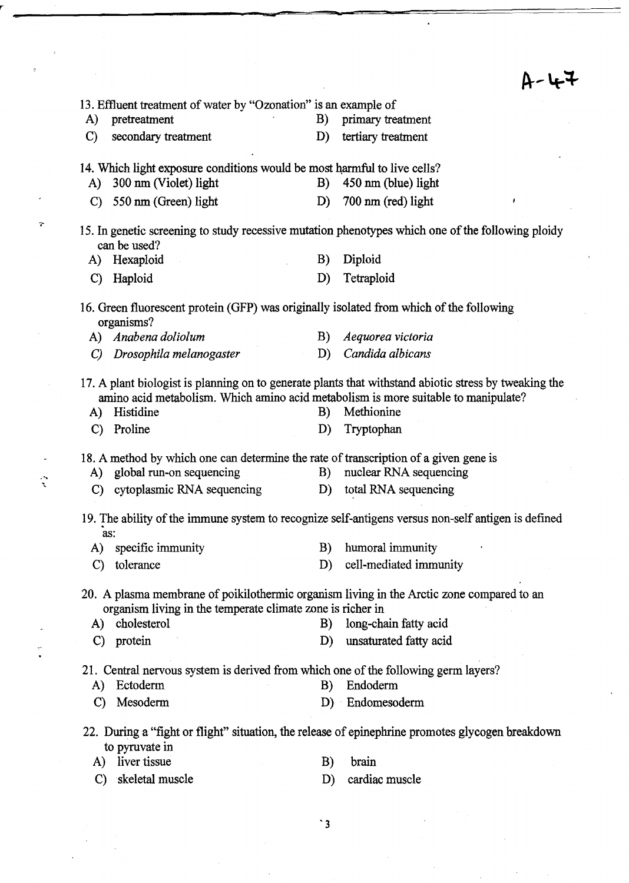A-47

13. Effluent treatment of water by "Ozonation" is an example of

A) pretreatment
B) primary treatment
C) secondary treatment
D) tertiary treatment

14. Which light exposure conditions would be most harmful to live cells?

A) 300 nm (Violet) light
B) 450 nm (blue) light
C) 550 nm (Green) light
D) 700 nm (red) light

15. In genetic screening to study recessive mutation phenotypes which one of the following ploidy can be used?

A) Hexaploid
B) Diploid
C) Haploid
D) Tetraploid

16. Green fluorescent protein (GFP) was originally isolated from which of the following organisms?

A) *Anabena doliolum*
B) *Aequorea victoria*
C) *Drosophila melanogaster*
D) *Candida albicans*

17. A plant biologist is planning on to generate plants that withstand abiotic stress by tweaking the amino acid metabolism. Which amino acid metabolism is more suitable to manipulate?

A) Histidine
B) Methionine
C) Proline
D) Tryptophan

18. A method by which one can determine the rate of transcription of a given gene is

A) global run-on sequencing
B) nuclear RNA sequencing
C) cytoplasmic RNA sequencing
D) total RNA sequencing

19. The ability of the immune system to recognize self-antigens versus non-self antigen is defined as:

A) specific immunity
B) humoral immunity
C) tolerance
D) cell-mediated immunity

20. A plasma membrane of poikilothermic organism living in the Arctic zone compared to an organism living in the temperate climate zone is richer in

A) cholesterol
B) long-chain fatty acid
C) protein
D) unsaturated fatty acid

21. Central nervous system is derived from which one of the following germ layers?

A) Ectoderm
B) Endoderm
C) Mesoderm
D) Endomesoderm

22. During a "fight or flight" situation, the release of epinephrine promotes glycogen breakdown to pyruvate in

A) liver tissue
B) brain
C) skeletal muscle
D) cardiac muscle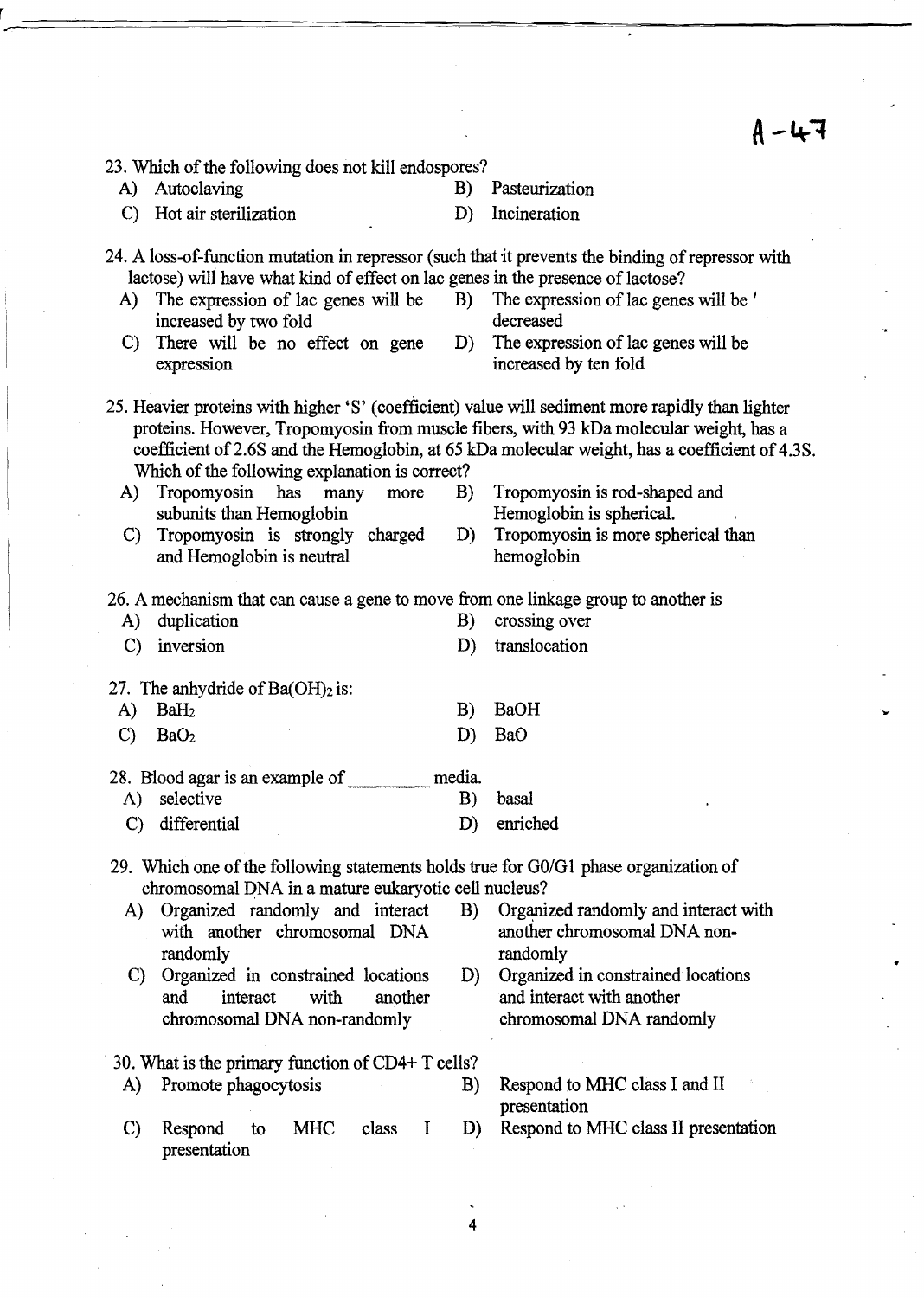A-47

23. Which of the following does not kill endospores?

   A) Autoclaving
   B) Pasteurization
   C) Hot air sterilization
   D) Incineration

24. A loss-of-function mutation in repressor (such that it prevents the binding of repressor with lactose) will have what kind of effect on lac genes in the presence of lactose?

   A) The expression of lac genes will be increased by two fold
   B) The expression of lac genes will be decreased
   C) There will be no effect on gene expression
   D) The expression of lac genes will be increased by ten fold

25. Heavier proteins with higher 'S' (coefficient) value will sediment more rapidly than lighter proteins. However, Tropomyosin from muscle fibers, with 93 kDa molecular weight, has a coefficient of 2.6S and the Hemoglobin, at 65 kDa molecular weight, has a coefficient of 4.3S. Which of the following explanation is correct?

   A) Tropomyosin has many more subunits than Hemoglobin
   B) Tropomyosin is rod-shaped and Hemoglobin is spherical.
   C) Tropomyosin is strongly charged and Hemoglobin is neutral
   D) Tropomyosin is more spherical than hemoglobin

26. A mechanism that can cause a gene to move from one linkage group to another is

   A) duplication
   B) crossing over
   C) inversion
   D) translocation

27. The anhydride of $Ba(OH)_2$ is:

   A) $BaH_2$
   B) BaOH
   C) $BaO_2$
   D) BaO

28. Blood agar is an example of _________ media.

   A) selective
   B) basal
   C) differential
   D) enriched

29. Which one of the following statements holds true for G0/G1 phase organization of chromosomal DNA in a mature eukaryotic cell nucleus?

   A) Organized randomly and interact with another chromosomal DNA randomly
   B) Organized randomly and interact with another chromosomal DNA non-randomly
   C) Organized in constrained locations and interact with another chromosomal DNA non-randomly
   D) Organized in constrained locations and interact with another chromosomal DNA randomly

30. What is the primary function of CD4+ T cells?

   A) Promote phagocytosis
   B) Respond to MHC class I and II presentation
   C) Respond to MHC class I presentation
   D) Respond to MHC class II presentation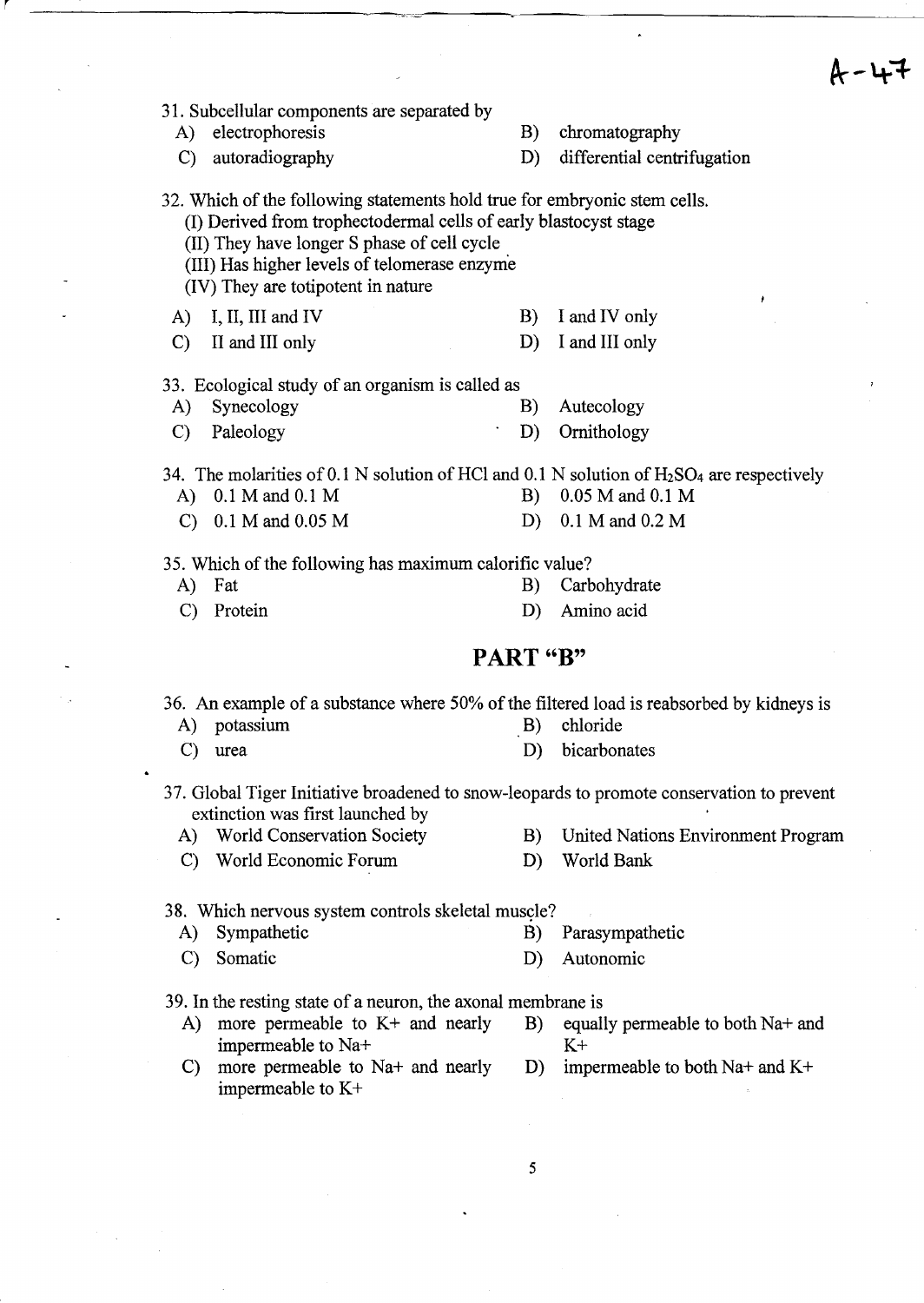31. Subcellular components are separated by

A) electrophoresis
B) chromatography
C) autoradiography
D) differential centrifugation

32. Which of the following statements hold true for embryonic stem cells.

(I) Derived from trophectodermal cells of early blastocyst stage
(II) They have longer S phase of cell cycle
(III) Has higher levels of telomerase enzyme
(IV) They are totipotent in nature

A) I, II, III and IV
B) I and IV only
C) II and III only
D) I and III only

33. Ecological study of an organism is called as

A) Synecology
B) Autecology
C) Paleology
D) Ornithology

34. The molarities of 0.1 N solution of HCl and 0.1 N solution of $H_2SO_4$ are respectively

A) 0.1 M and 0.1 M
B) 0.05 M and 0.1 M
C) 0.1 M and 0.05 M
D) 0.1 M and 0.2 M

35. Which of the following has maximum calorific value?

A) Fat
B) Carbohydrate
C) Protein
D) Amino acid

## PART "B"

36. An example of a substance where 50% of the filtered load is reabsorbed by kidneys is

A) potassium
B) chloride
C) urea
D) bicarbonates

37. Global Tiger Initiative broadened to snow-leopards to promote conservation to prevent extinction was first launched by

A) World Conservation Society
B) United Nations Environment Program
C) World Economic Forum
D) World Bank

38. Which nervous system controls skeletal muscle?

A) Sympathetic
B) Parasympathetic
C) Somatic
D) Autonomic

39. In the resting state of a neuron, the axonal membrane is

A) more permeable to K+ and nearly impermeable to Na+
B) equally permeable to both Na+ and K+
C) more permeable to Na+ and nearly impermeable to K+
D) impermeable to both Na+ and K+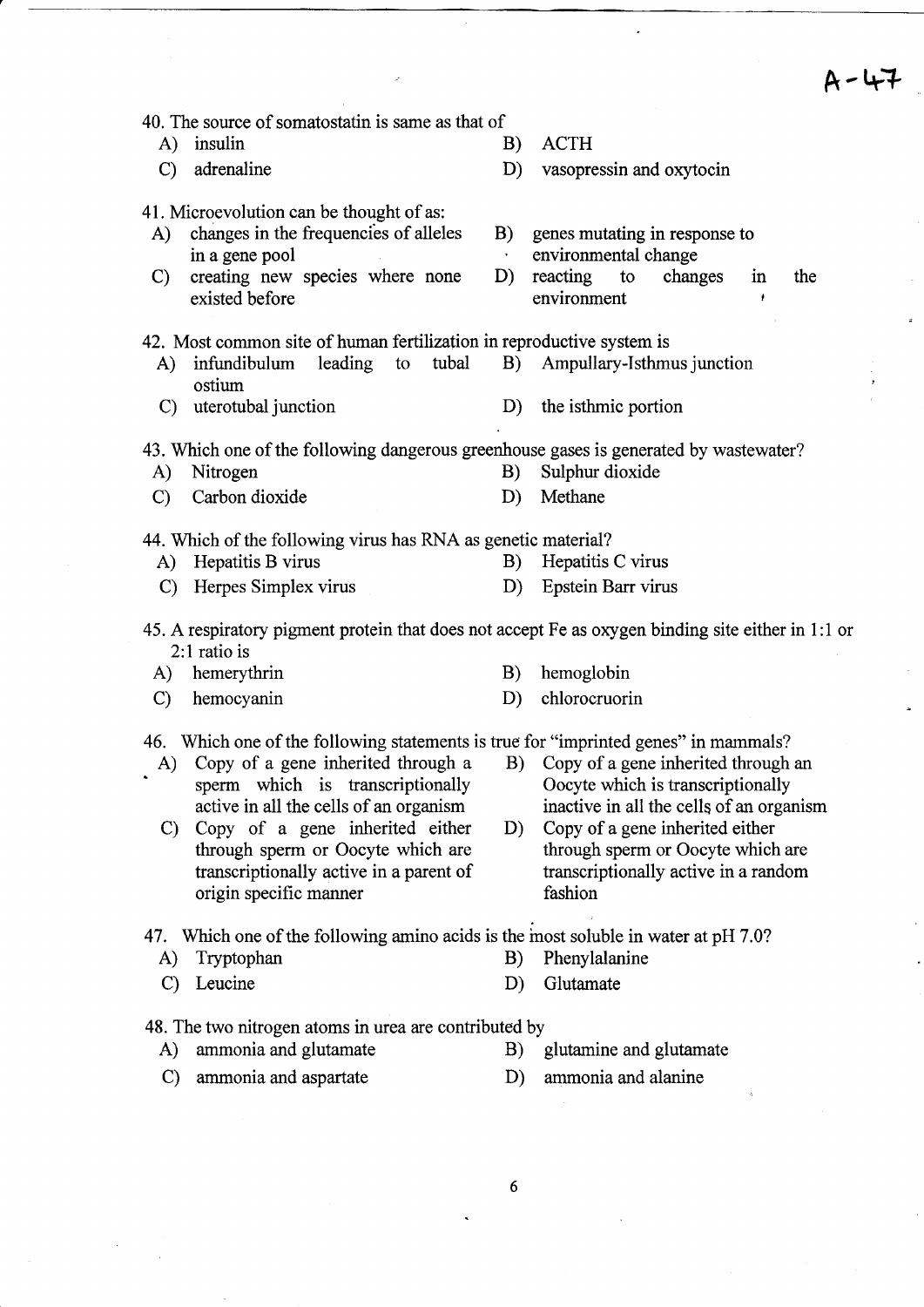40. The source of somatostatin is same as that of

A) insulin
B) ACTH
C) adrenaline
D) vasopressin and oxytocin

41. Microevolution can be thought of as:

A) changes in the frequencies of alleles in a gene pool
B) genes mutating in response to environmental change
C) creating new species where none existed before
D) reacting to changes in the environment

42. Most common site of human fertilization in reproductive system is

A) infundibulum leading to tubal ostium
B) Ampullary-Isthmus junction
C) uterotubal junction
D) the isthmic portion

43. Which one of the following dangerous greenhouse gases is generated by wastewater?

A) Nitrogen
B) Sulphur dioxide
C) Carbon dioxide
D) Methane

44. Which of the following virus has RNA as genetic material?

A) Hepatitis B virus
B) Hepatitis C virus
C) Herpes Simplex virus
D) Epstein Barr virus

45. A respiratory pigment protein that does not accept Fe as oxygen binding site either in 1:1 or 2:1 ratio is

A) hemerythrin
B) hemoglobin
C) hemocyanin
D) chlorocruorin

46. Which one of the following statements is true for "imprinted genes" in mammals?

A) Copy of a gene inherited through a sperm which is transcriptionally active in all the cells of an organism
B) Copy of a gene inherited through an Oocyte which is transcriptionally inactive in all the cells of an organism
C) Copy of a gene inherited either through sperm or Oocyte which are transcriptionally active in a parent of origin specific manner
D) Copy of a gene inherited either through sperm or Oocyte which are transcriptionally active in a random fashion

47. Which one of the following amino acids is the most soluble in water at pH 7.0?

A) Tryptophan
B) Phenylalanine
C) Leucine
D) Glutamate

48. The two nitrogen atoms in urea are contributed by

A) ammonia and glutamate
B) glutamine and glutamate
C) ammonia and aspartate
D) ammonia and alanine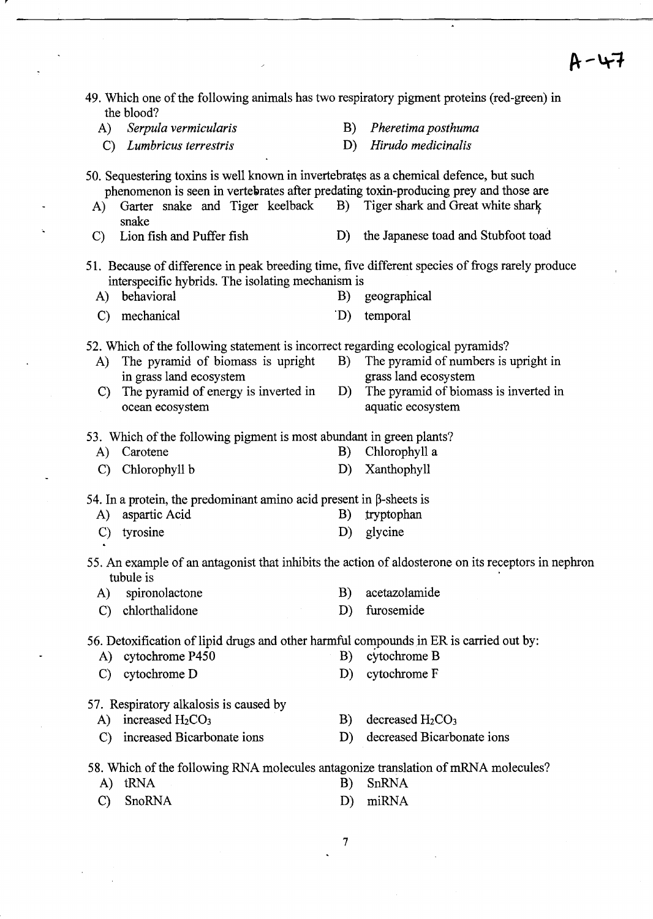49. Which one of the following animals has two respiratory pigment proteins (red-green) in the blood?

A) *Serpula vermicularis*
B) *Pheretima posthuma*
C) *Lumbricus terrestris*
D) *Hirudo medicinalis*

50. Sequestering toxins is well known in invertebrates as a chemical defence, but such phenomenon is seen in vertebrates after predating toxin-producing prey and those are

A) Garter snake and Tiger keelback snake
B) Tiger shark and Great white shark
C) Lion fish and Puffer fish
D) the Japanese toad and Stubfoot toad

51. Because of difference in peak breeding time, five different species of frogs rarely produce interspecific hybrids. The isolating mechanism is

A) behavioral
B) geographical
C) mechanical
D) temporal

52. Which of the following statement is incorrect regarding ecological pyramids?

A) The pyramid of biomass is upright in grass land ecosystem
B) The pyramid of numbers is upright in grass land ecosystem
C) The pyramid of energy is inverted in ocean ecosystem
D) The pyramid of biomass is inverted in aquatic ecosystem

53. Which of the following pigment is most abundant in green plants?

A) Carotene
B) Chlorophyll a
C) Chlorophyll b
D) Xanthophyll

54. In a protein, the predominant amino acid present in β-sheets is

A) aspartic Acid
B) tryptophan
C) tyrosine
D) glycine

55. An example of an antagonist that inhibits the action of aldosterone on its receptors in nephron tubule is

A) spironolactone
B) acetazolamide
C) chlorthalidone
D) furosemide

56. Detoxification of lipid drugs and other harmful compounds in ER is carried out by:

A) cytochrome P450
B) cytochrome B
C) cytochrome D
D) cytochrome F

57. Respiratory alkalosis is caused by

A) increased $H_2CO_3$
B) decreased $H_2CO_3$
C) increased Bicarbonate ions
D) decreased Bicarbonate ions

58. Which of the following RNA molecules antagonize translation of mRNA molecules?

A) tRNA
B) SnRNA
C) SnoRNA
D) miRNA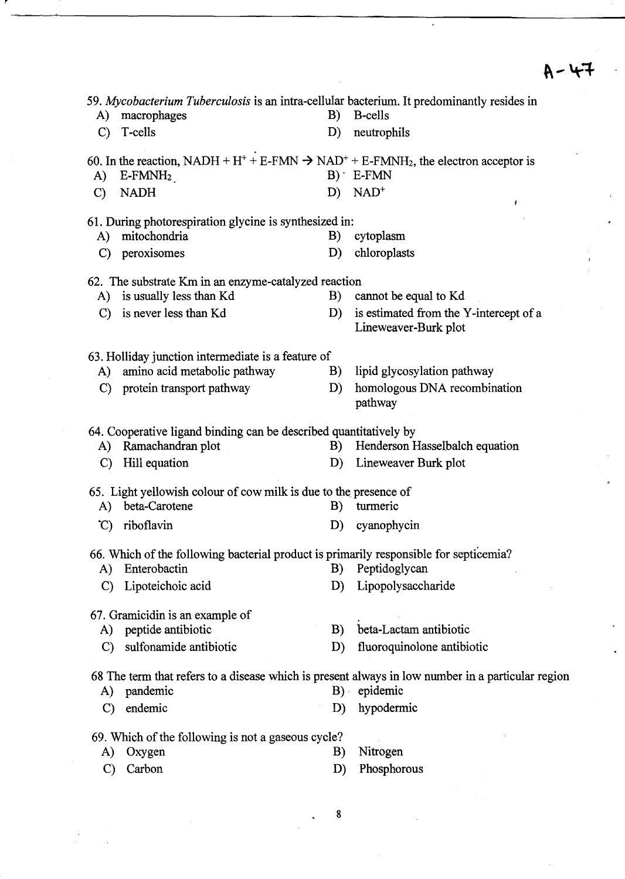59. *Mycobacterium Tuberculosis* is an intra-cellular bacterium. It predominantly resides in

A) macrophages
B) B-cells
C) T-cells
D) neutrophils

60. In the reaction, NADH + $H^+$ + E-FMN → $NAD^+$ + E-$FMNH_2$, the electron acceptor is

A) E-$FMNH_2$
B) E-FMN
C) NADH
D) $NAD^+$

61. During photorespiration glycine is synthesized in:

A) mitochondria
B) cytoplasm
C) peroxisomes
D) chloroplasts

62. The substrate Km in an enzyme-catalyzed reaction

A) is usually less than Kd
B) cannot be equal to Kd
C) is never less than Kd
D) is estimated from the Y-intercept of a Lineweaver-Burk plot

63. Holliday junction intermediate is a feature of

A) amino acid metabolic pathway
B) lipid glycosylation pathway
C) protein transport pathway
D) homologous DNA recombination pathway

64. Cooperative ligand binding can be described quantitatively by

A) Ramachandran plot
B) Henderson Hasselbalch equation
C) Hill equation
D) Lineweaver Burk plot

65. Light yellowish colour of cow milk is due to the presence of

A) beta-Carotene
B) turmeric
C) riboflavin
D) cyanophycin

66. Which of the following bacterial product is primarily responsible for septicemia?

A) Enterobactin
B) Peptidoglycan
C) Lipoteichoic acid
D) Lipopolysaccharide

67. Gramicidin is an example of

A) peptide antibiotic
B) beta-Lactam antibiotic
C) sulfonamide antibiotic
D) fluoroquinolone antibiotic

68 The term that refers to a disease which is present always in low number in a particular region

A) pandemic
B) epidemic
C) endemic
D) hypodermic

69. Which of the following is not a gaseous cycle?

A) Oxygen
B) Nitrogen
C) Carbon
D) Phosphorous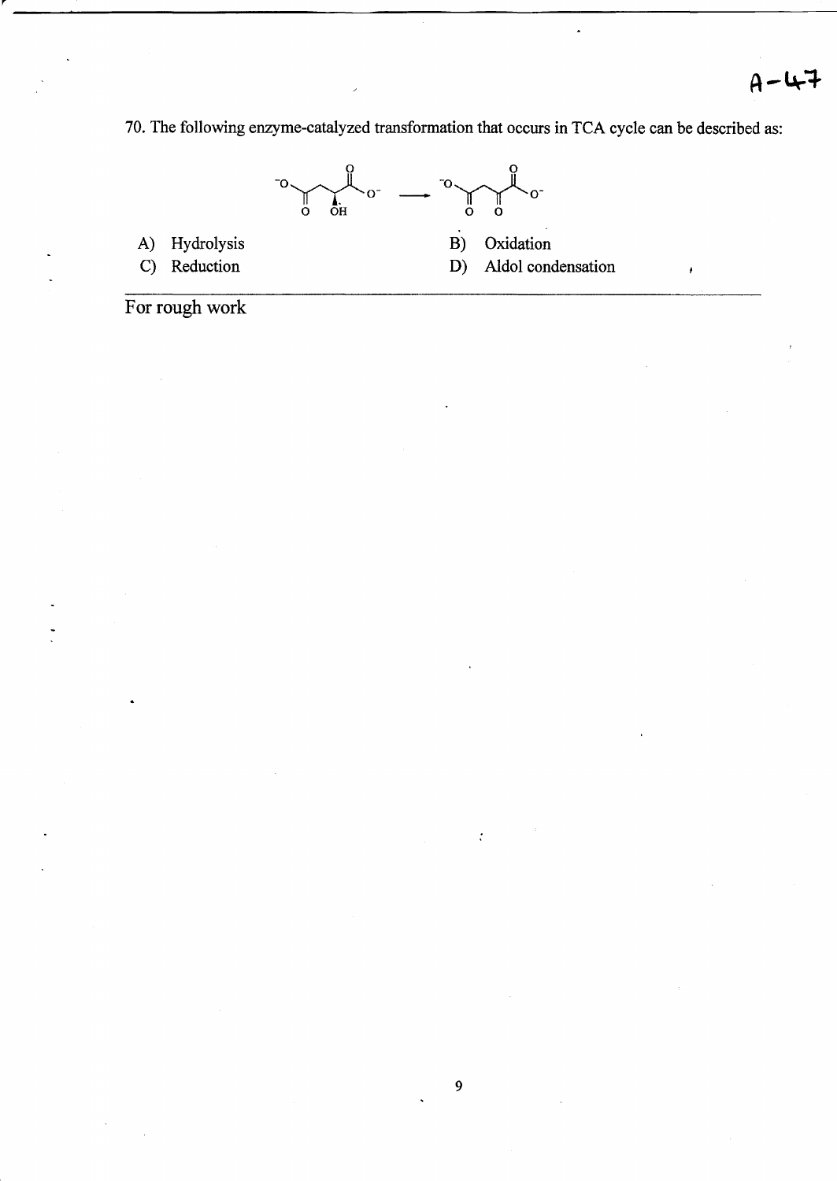A-47

70. The following enzyme-catalyzed transformation that occurs in TCA cycle can be described as:

$$^{-}O_2C\text{–}CH_2\text{–}CH(OH)\text{–}CO_2^{-} \longrightarrow {}^{-}O_2C\text{–}CH_2\text{–}CO\text{–}CO_2^{-}$$

A) Hydrolysis

B) Oxidation

C) Reduction

D) Aldol condensation

For rough work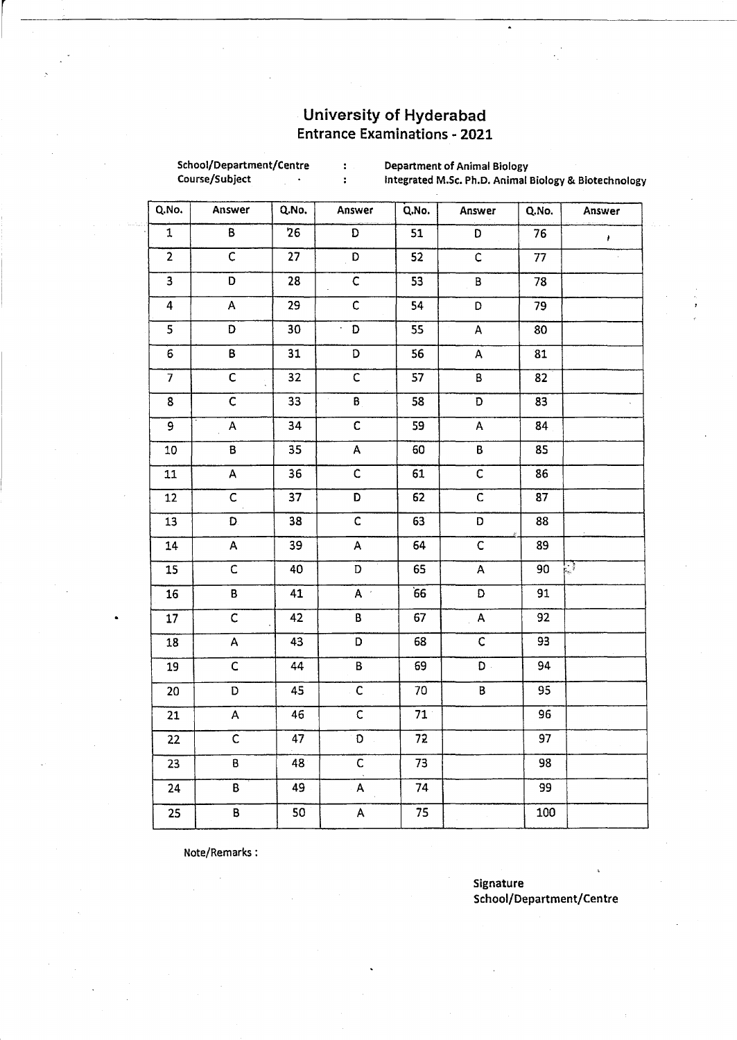# University of Hyderabad
## Entrance Examinations - 2021

School/Department/Centre : Department of Animal Biology
Course/Subject : Integrated M.Sc. Ph.D. Animal Biology & Biotechnology

| Q.No. | Answer | Q.No. | Answer | Q.No. | Answer | Q.No. | Answer |
|---|---|---|---|---|---|---|---|
| 1 | B | 26 | D | 51 | D | 76 | |
| 2 | C | 27 | D | 52 | C | 77 | |
| 3 | D | 28 | C | 53 | B | 78 | |
| 4 | A | 29 | C | 54 | D | 79 | |
| 5 | D | 30 | D | 55 | A | 80 | |
| 6 | B | 31 | D | 56 | A | 81 | |
| 7 | C | 32 | C | 57 | B | 82 | |
| 8 | C | 33 | B | 58 | D | 83 | |
| 9 | A | 34 | C | 59 | A | 84 | |
| 10 | B | 35 | A | 60 | B | 85 | |
| 11 | A | 36 | C | 61 | C | 86 | |
| 12 | C | 37 | D | 62 | C | 87 | |
| 13 | D | 38 | C | 63 | D | 88 | |
| 14 | A | 39 | A | 64 | C | 89 | |
| 15 | C | 40 | D | 65 | A | 90 | |
| 16 | B | 41 | A | 66 | D | 91 | |
| 17 | C | 42 | B | 67 | A | 92 | |
| 18 | A | 43 | D | 68 | C | 93 | |
| 19 | C | 44 | B | 69 | D | 94 | |
| 20 | D | 45 | C | 70 | B | 95 | |
| 21 | A | 46 | C | 71 | | 96 | |
| 22 | C | 47 | D | 72 | | 97 | |
| 23 | B | 48 | C | 73 | | 98 | |
| 24 | B | 49 | A | 74 | | 99 | |
| 25 | B | 50 | A | 75 | | 100 | |

Note/Remarks :

Signature
School/Department/Centre